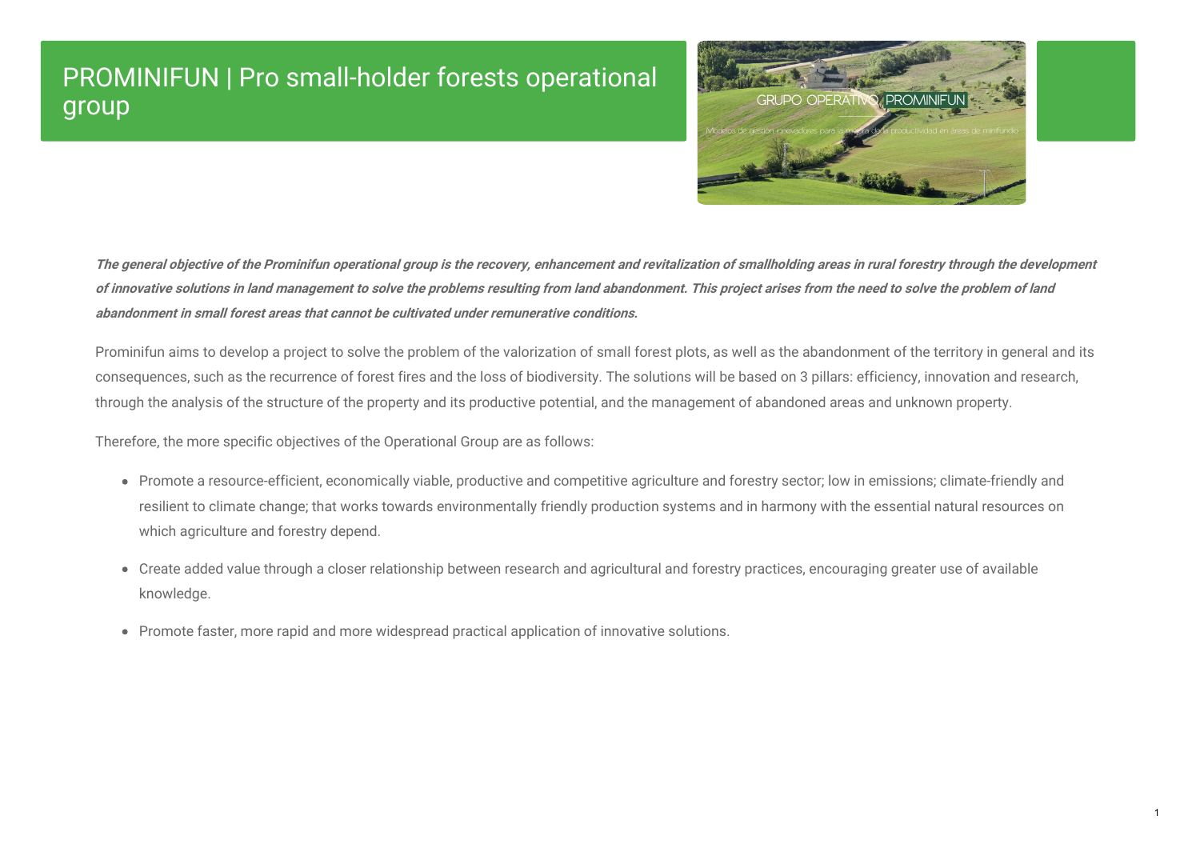# PROMINIFUN | Pro small-holder forests operational group

***The general objective of the Prominifun operational group is the recovery, enhancement and revitalization of smallholding areas in rural forestry through the development of innovative solutions in land management to solve the problems resulting from land abandonment. This project arises from the need to solve the problem of land abandonment in small forest areas that cannot be cultivated under remunerative conditions.***

Prominifun aims to develop a project to solve the problem of the valorization of small forest plots, as well as the abandonment of the territory in general and its consequences, such as the recurrence of forest fires and the loss of biodiversity. The solutions will be based on 3 pillars: efficiency, innovation and research, through the analysis of the structure of the property and its productive potential, and the management of abandoned areas and unknown property.

Therefore, the more specific objectives of the Operational Group are as follows:

- Promote a resource-efficient, economically viable, productive and competitive agriculture and forestry sector; low in emissions; climate-friendly and resilient to climate change; that works towards environmentally friendly production systems and in harmony with the essential natural resources on which agriculture and forestry depend.
- Create added value through a closer relationship between research and agricultural and forestry practices, encouraging greater use of available knowledge.
- Promote faster, more rapid and more widespread practical application of innovative solutions.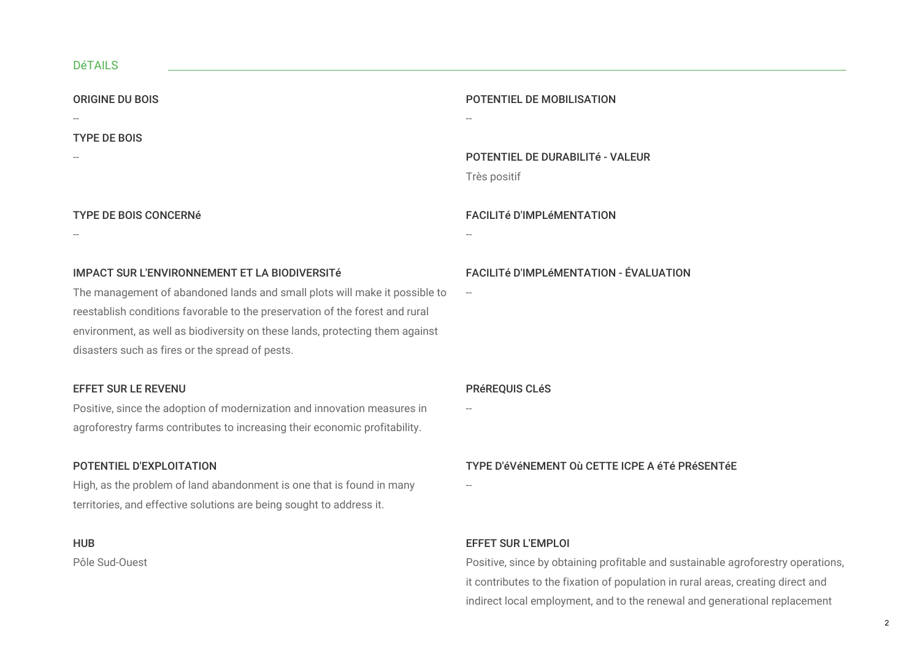## DéTAILS

**ORIGINE DU BOIS**

--

**TYPE DE BOIS**

--

**TYPE DE BOIS CONCERNé**

--

**IMPACT SUR L'ENVIRONNEMENT ET LA BIODIVERSITé**

The management of abandoned lands and small plots will make it possible to reestablish conditions favorable to the preservation of the forest and rural environment, as well as biodiversity on these lands, protecting them against disasters such as fires or the spread of pests.

**EFFET SUR LE REVENU**

Positive, since the adoption of modernization and innovation measures in agroforestry farms contributes to increasing their economic profitability.

**POTENTIEL D'EXPLOITATION**

High, as the problem of land abandonment is one that is found in many territories, and effective solutions are being sought to address it.

**HUB**

Pôle Sud-Ouest

**POTENTIEL DE MOBILISATION**

--

**POTENTIEL DE DURABILITé - VALEUR**

Très positif

**FACILITé D'IMPLéMENTATION**

--

**FACILITé D'IMPLéMENTATION - ÉVALUATION**

--

**PRéREQUIS CLéS**

--

**TYPE D'éVéNEMENT Où CETTE ICPE A éTé PRéSENTéE**

--

**EFFET SUR L'EMPLOI**

Positive, since by obtaining profitable and sustainable agroforestry operations, it contributes to the fixation of population in rural areas, creating direct and indirect local employment, and to the renewal and generational replacement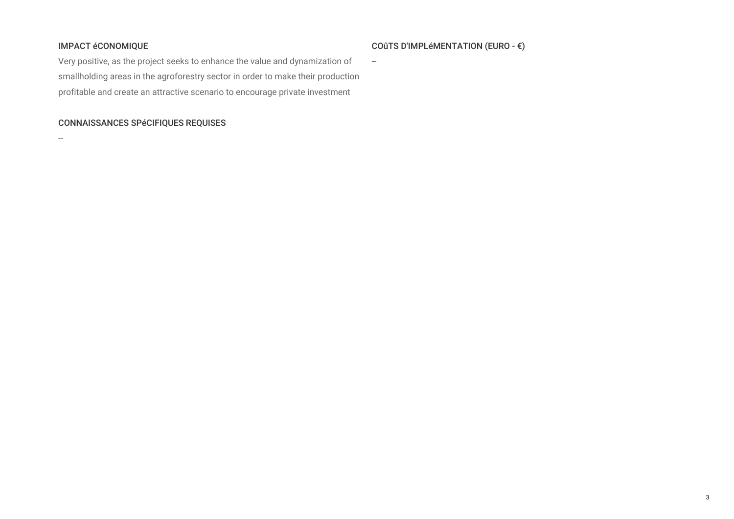### IMPACT éCONOMIQUE

Very positive, as the project seeks to enhance the value and dynamization of smallholding areas in the agroforestry sector in order to make their production profitable and create an attractive scenario to encourage private investment

### CONNAISSANCES SPéCIFIQUES REQUISES

--

### COûTS D'IMPLéMENTATION (EURO - €)

--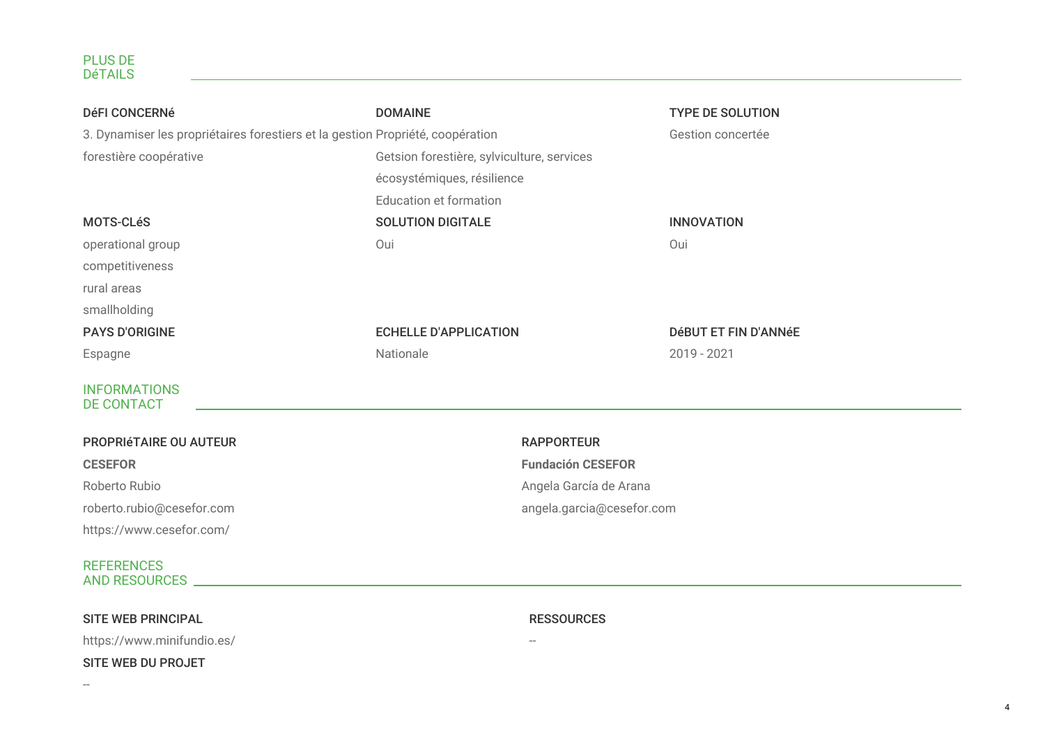## PLUS DE DéTAILS

**DéFI CONCERNé**

3. Dynamiser les propriétaires forestiers et la gestion forestière coopérative

**DOMAINE**

Propriété, coopération

Getsion forestière, sylviculture, services écosystémiques, résilience

Education et formation

**TYPE DE SOLUTION**

Gestion concertée

**MOTS-CLéS**

operational group

competitiveness

rural areas

smallholding

**SOLUTION DIGITALE**

Oui

**INNOVATION**

Oui

**PAYS D'ORIGINE**

Espagne

**ECHELLE D'APPLICATION**

Nationale

**DéBUT ET FIN D'ANNéE**

2019 - 2021

## INFORMATIONS DE CONTACT

**PROPRIéTAIRE OU AUTEUR**

**CESEFOR**

Roberto Rubio

roberto.rubio@cesefor.com

https://www.cesefor.com/

**RAPPORTEUR**

**Fundación CESEFOR**

Angela García de Arana

angela.garcia@cesefor.com

## REFERENCES AND RESOURCES

**SITE WEB PRINCIPAL**

https://www.minifundio.es/

**SITE WEB DU PROJET**

--

**RESSOURCES**

--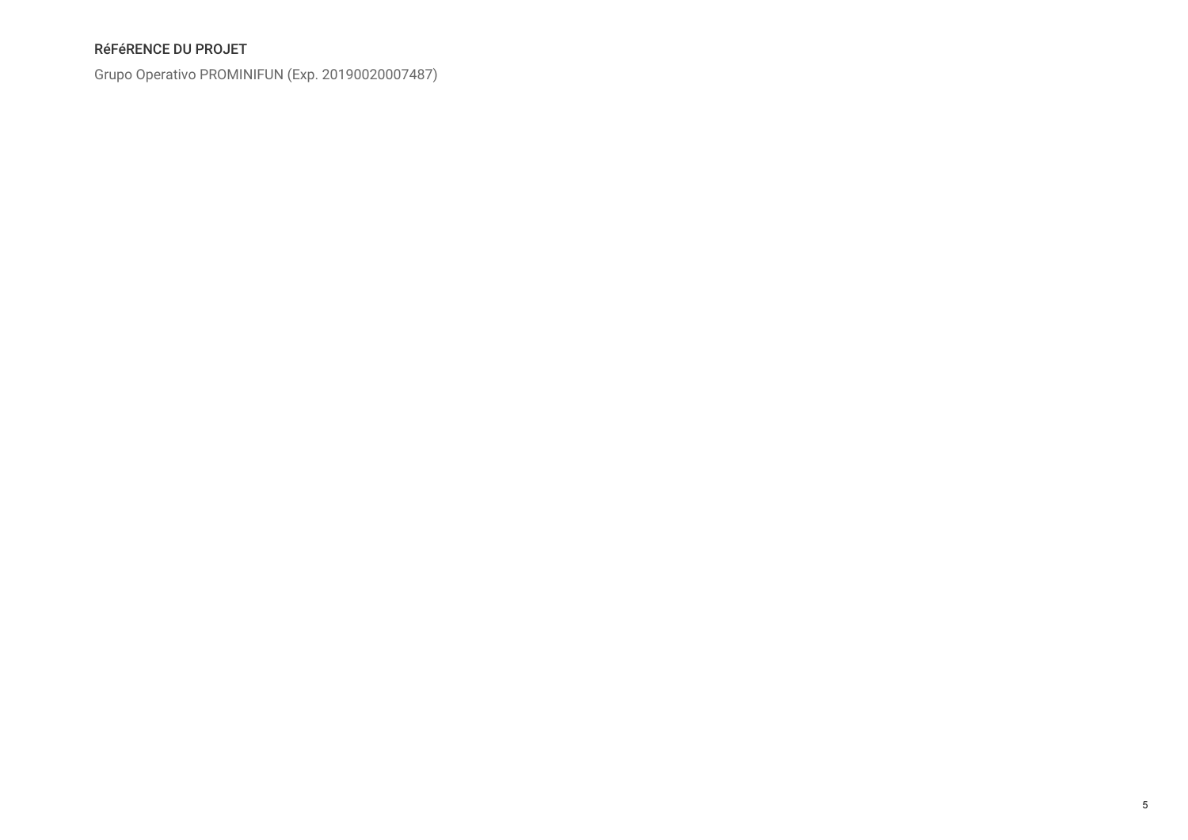## RéFéRENCE DU PROJET

Grupo Operativo PROMINIFUN (Exp. 20190020007487)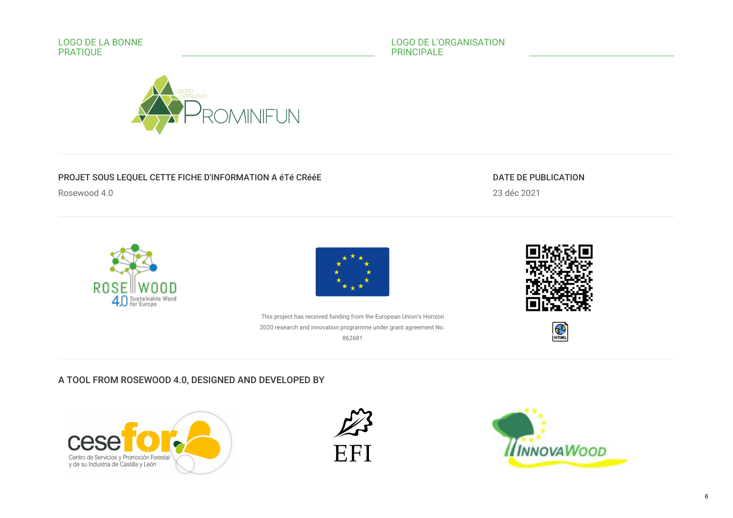LOGO DE LA BONNE PRATIQUE

LOGO DE L'ORGANISATION PRINCIPALE

**PROJET SOUS LEQUEL CETTE FICHE D'INFORMATION A éTé CRééE**

Rosewood 4.0

**DATE DE PUBLICATION**

23 déc 2021

This project has received funding from the European Union's Horizon 2020 research and innovation programme under grant agreement No. 862681

**A TOOL FROM ROSEWOOD 4.0, DESIGNED AND DEVELOPED BY**